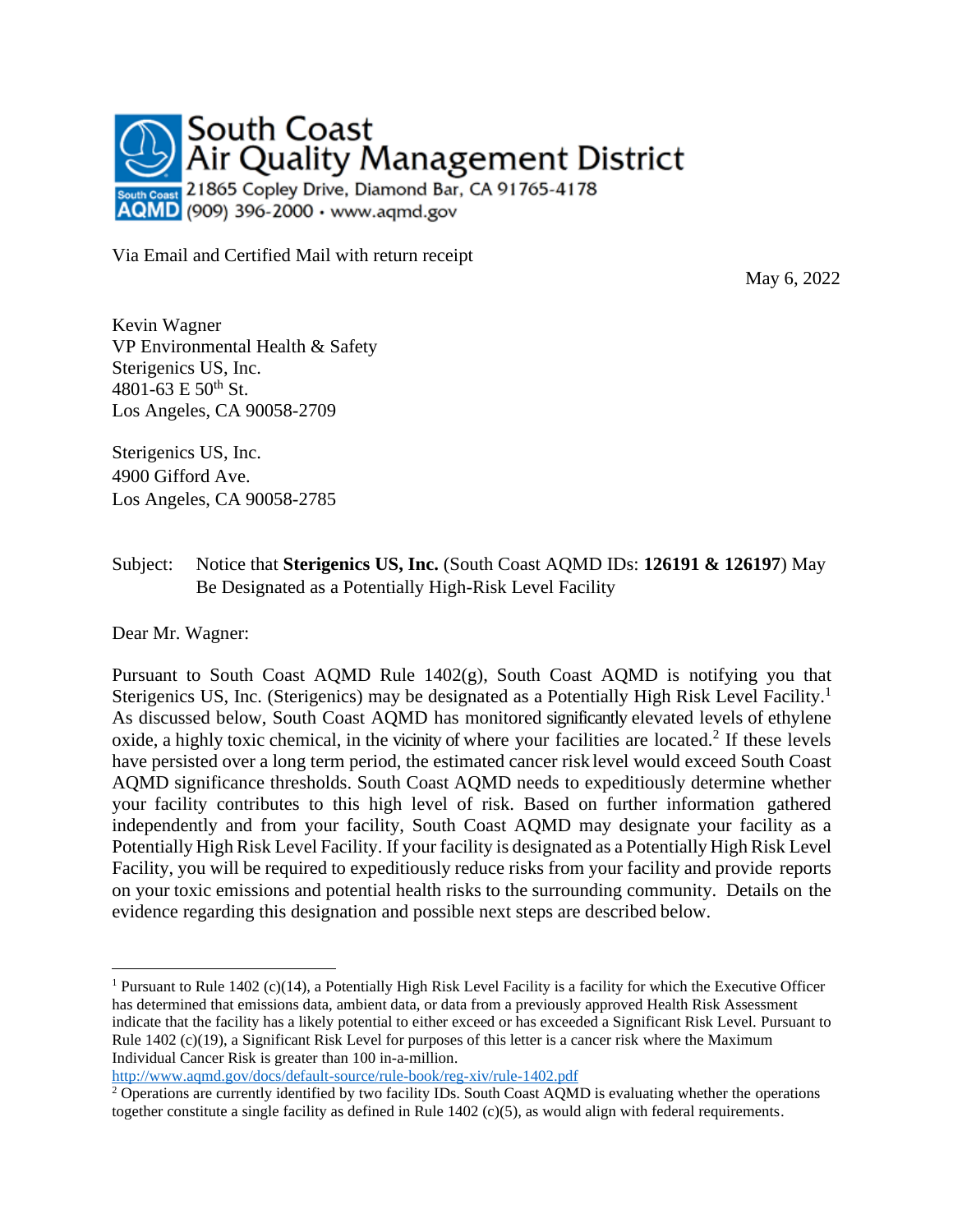**South Coast Air Quality Management District**
21865 Copley Drive, Diamond Bar, CA 91765-4178
(909) 396-2000 · www.aqmd.gov

Via Email and Certified Mail with return receipt

May 6, 2022

Kevin Wagner
VP Environmental Health & Safety
Sterigenics US, Inc.
4801-63 E 50th St.
Los Angeles, CA 90058-2709

Sterigenics US, Inc.
4900 Gifford Ave.
Los Angeles, CA 90058-2785

Subject: Notice that **Sterigenics US, Inc.** (South Coast AQMD IDs: **126191 & 126197**) May Be Designated as a Potentially High-Risk Level Facility

Dear Mr. Wagner:

Pursuant to South Coast AQMD Rule 1402(g), South Coast AQMD is notifying you that Sterigenics US, Inc. (Sterigenics) may be designated as a Potentially High Risk Level Facility.[1] As discussed below, South Coast AQMD has monitored significantly elevated levels of ethylene oxide, a highly toxic chemical, in the vicinity of where your facilities are located.[2] If these levels have persisted over a long term period, the estimated cancer risk level would exceed South Coast AQMD significance thresholds. South Coast AQMD needs to expeditiously determine whether your facility contributes to this high level of risk. Based on further information gathered independently and from your facility, South Coast AQMD may designate your facility as a Potentially High Risk Level Facility. If your facility is designated as a Potentially High Risk Level Facility, you will be required to expeditiously reduce risks from your facility and provide reports on your toxic emissions and potential health risks to the surrounding community. Details on the evidence regarding this designation and possible next steps are described below.

---

[1] Pursuant to Rule 1402 (c)(14), a Potentially High Risk Level Facility is a facility for which the Executive Officer has determined that emissions data, ambient data, or data from a previously approved Health Risk Assessment indicate that the facility has a likely potential to either exceed or has exceeded a Significant Risk Level. Pursuant to Rule 1402 (c)(19), a Significant Risk Level for purposes of this letter is a cancer risk where the Maximum Individual Cancer Risk is greater than 100 in-a-million.
http://www.aqmd.gov/docs/default-source/rule-book/reg-xiv/rule-1402.pdf

[2] Operations are currently identified by two facility IDs. South Coast AQMD is evaluating whether the operations together constitute a single facility as defined in Rule 1402 (c)(5), as would align with federal requirements.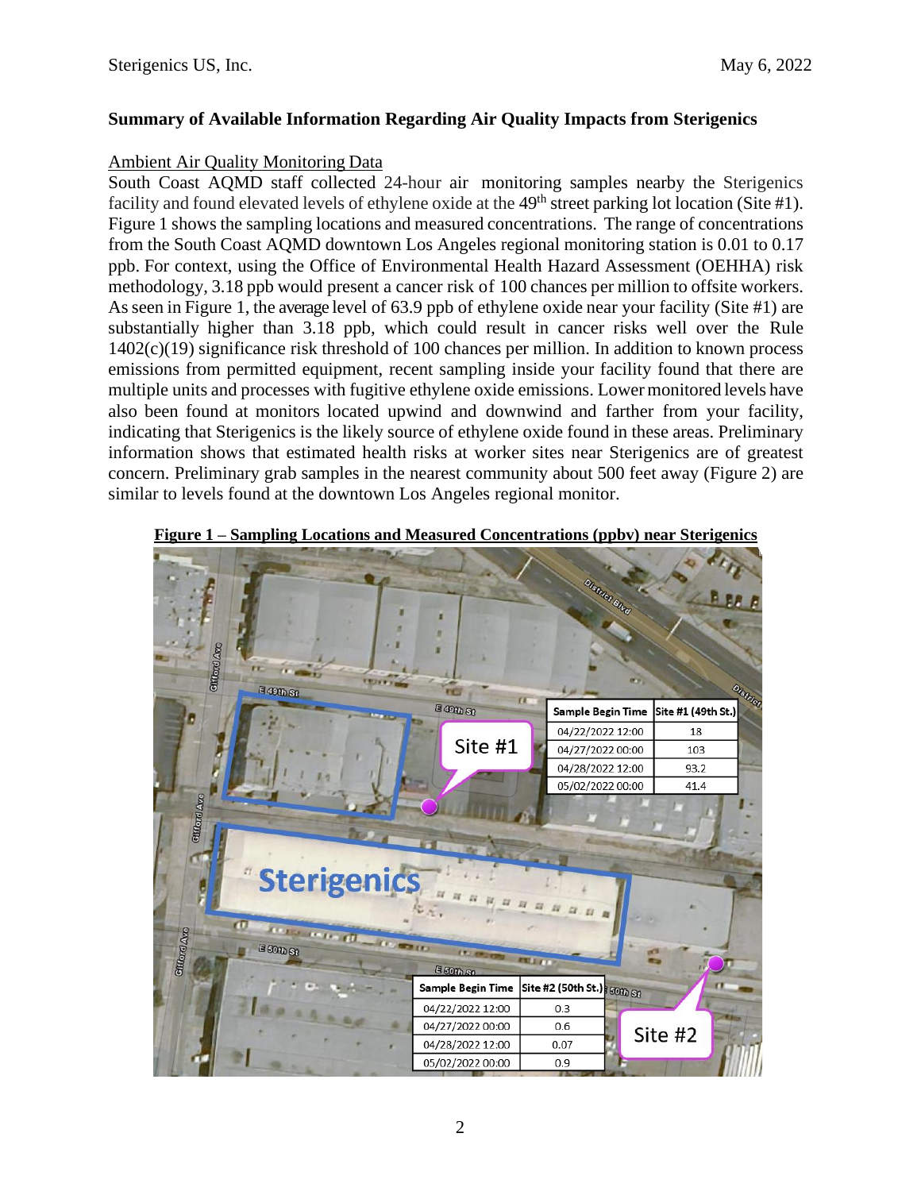## Summary of Available Information Regarding Air Quality Impacts from Sterigenics

Ambient Air Quality Monitoring Data

South Coast AQMD staff collected 24-hour air monitoring samples nearby the Sterigenics facility and found elevated levels of ethylene oxide at the 49th street parking lot location (Site #1). Figure 1 shows the sampling locations and measured concentrations. The range of concentrations from the South Coast AQMD downtown Los Angeles regional monitoring station is 0.01 to 0.17 ppb. For context, using the Office of Environmental Health Hazard Assessment (OEHHA) risk methodology, 3.18 ppb would present a cancer risk of 100 chances per million to offsite workers. As seen in Figure 1, the average level of 63.9 ppb of ethylene oxide near your facility (Site #1) are substantially higher than 3.18 ppb, which could result in cancer risks well over the Rule 1402(c)(19) significance risk threshold of 100 chances per million. In addition to known process emissions from permitted equipment, recent sampling inside your facility found that there are multiple units and processes with fugitive ethylene oxide emissions. Lower monitored levels have also been found at monitors located upwind and downwind and farther from your facility, indicating that Sterigenics is the likely source of ethylene oxide found in these areas. Preliminary information shows that estimated health risks at worker sites near Sterigenics are of greatest concern. Preliminary grab samples in the nearest community about 500 feet away (Figure 2) are similar to levels found at the downtown Los Angeles regional monitor.

**Figure 1 – Sampling Locations and Measured Concentrations (ppbv) near Sterigenics**

| Sample Begin Time | Site #1 (49th St.) |
|---|---|
| 04/22/2022 12:00 | 18 |
| 04/27/2022 00:00 | 103 |
| 04/28/2022 12:00 | 93.2 |
| 05/02/2022 00:00 | 41.4 |

| Sample Begin Time | Site #2 (50th St.) |
|---|---|
| 04/22/2022 12:00 | 0.3 |
| 04/27/2022 00:00 | 0.6 |
| 04/28/2022 12:00 | 0.07 |
| 05/02/2022 00:00 | 0.9 |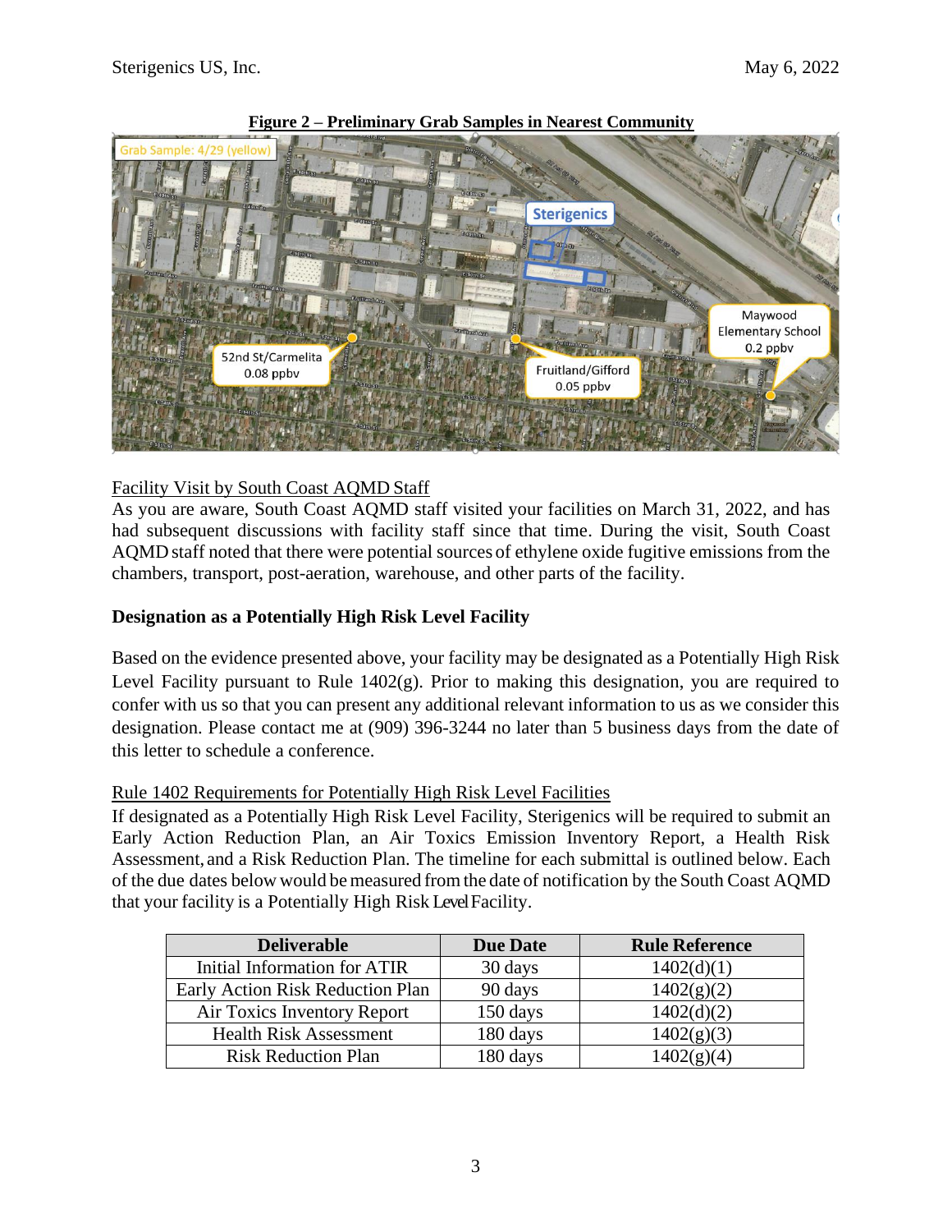**Figure 2 – Preliminary Grab Samples in Nearest Community**

Facility Visit by South Coast AQMD Staff

As you are aware, South Coast AQMD staff visited your facilities on March 31, 2022, and has had subsequent discussions with facility staff since that time. During the visit, South Coast AQMD staff noted that there were potential sources of ethylene oxide fugitive emissions from the chambers, transport, post-aeration, warehouse, and other parts of the facility.

**Designation as a Potentially High Risk Level Facility**

Based on the evidence presented above, your facility may be designated as a Potentially High Risk Level Facility pursuant to Rule 1402(g). Prior to making this designation, you are required to confer with us so that you can present any additional relevant information to us as we consider this designation. Please contact me at (909) 396-3244 no later than 5 business days from the date of this letter to schedule a conference.

Rule 1402 Requirements for Potentially High Risk Level Facilities

If designated as a Potentially High Risk Level Facility, Sterigenics will be required to submit an Early Action Reduction Plan, an Air Toxics Emission Inventory Report, a Health Risk Assessment, and a Risk Reduction Plan. The timeline for each submittal is outlined below. Each of the due dates below would be measured from the date of notification by the South Coast AQMD that your facility is a Potentially High Risk Level Facility.

| Deliverable | Due Date | Rule Reference |
|---|---|---|
| Initial Information for ATIR | 30 days | 1402(d)(1) |
| Early Action Risk Reduction Plan | 90 days | 1402(g)(2) |
| Air Toxics Inventory Report | 150 days | 1402(d)(2) |
| Health Risk Assessment | 180 days | 1402(g)(3) |
| Risk Reduction Plan | 180 days | 1402(g)(4) |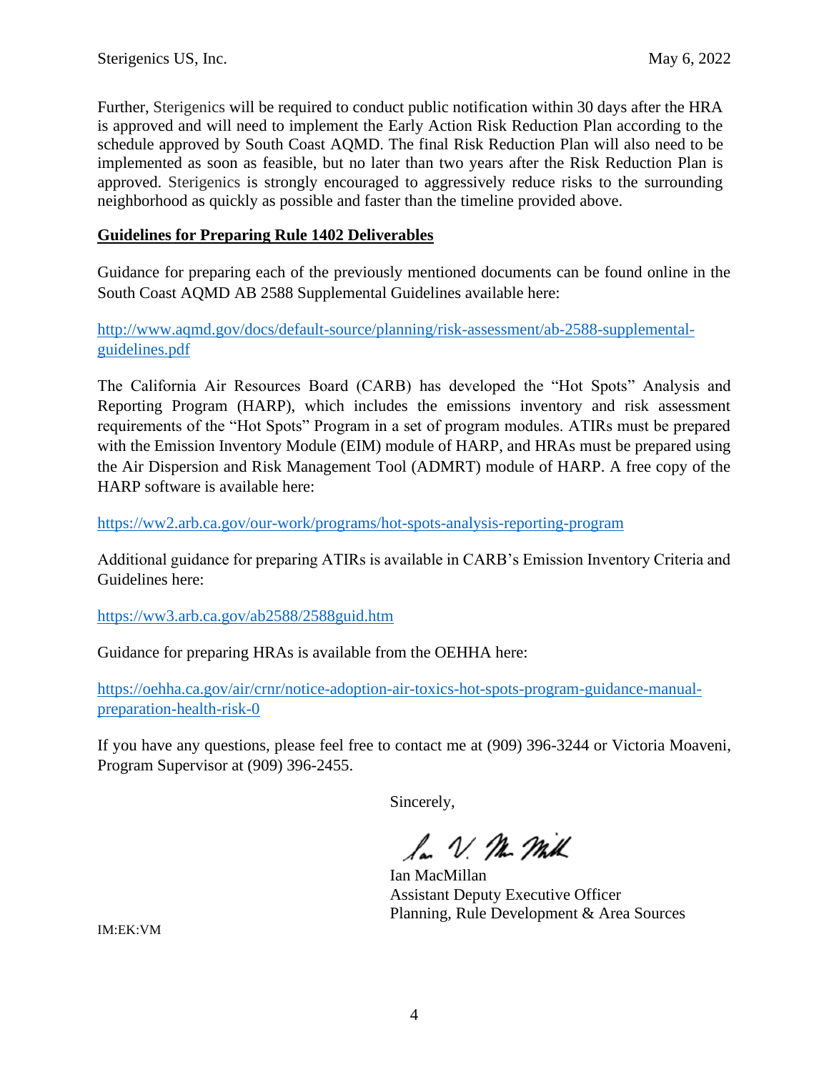Further, Sterigenics will be required to conduct public notification within 30 days after the HRA is approved and will need to implement the Early Action Risk Reduction Plan according to the schedule approved by South Coast AQMD. The final Risk Reduction Plan will also need to be implemented as soon as feasible, but no later than two years after the Risk Reduction Plan is approved. Sterigenics is strongly encouraged to aggressively reduce risks to the surrounding neighborhood as quickly as possible and faster than the timeline provided above.

**Guidelines for Preparing Rule 1402 Deliverables**

Guidance for preparing each of the previously mentioned documents can be found online in the South Coast AQMD AB 2588 Supplemental Guidelines available here:

[http://www.aqmd.gov/docs/default-source/planning/risk-assessment/ab-2588-supplemental-guidelines.pdf](http://www.aqmd.gov/docs/default-source/planning/risk-assessment/ab-2588-supplemental-guidelines.pdf)

The California Air Resources Board (CARB) has developed the "Hot Spots" Analysis and Reporting Program (HARP), which includes the emissions inventory and risk assessment requirements of the "Hot Spots" Program in a set of program modules. ATIRs must be prepared with the Emission Inventory Module (EIM) module of HARP, and HRAs must be prepared using the Air Dispersion and Risk Management Tool (ADMRT) module of HARP. A free copy of the HARP software is available here:

[https://ww2.arb.ca.gov/our-work/programs/hot-spots-analysis-reporting-program](https://ww2.arb.ca.gov/our-work/programs/hot-spots-analysis-reporting-program)

Additional guidance for preparing ATIRs is available in CARB's Emission Inventory Criteria and Guidelines here:

[https://ww3.arb.ca.gov/ab2588/2588guid.htm](https://ww3.arb.ca.gov/ab2588/2588guid.htm)

Guidance for preparing HRAs is available from the OEHHA here:

[https://oehha.ca.gov/air/crnr/notice-adoption-air-toxics-hot-spots-program-guidance-manual-preparation-health-risk-0](https://oehha.ca.gov/air/crnr/notice-adoption-air-toxics-hot-spots-program-guidance-manual-preparation-health-risk-0)

If you have any questions, please feel free to contact me at (909) 396-3244 or Victoria Moaveni, Program Supervisor at (909) 396-2455.

Sincerely,

Ian MacMillan
Assistant Deputy Executive Officer
Planning, Rule Development & Area Sources

IM:EK:VM